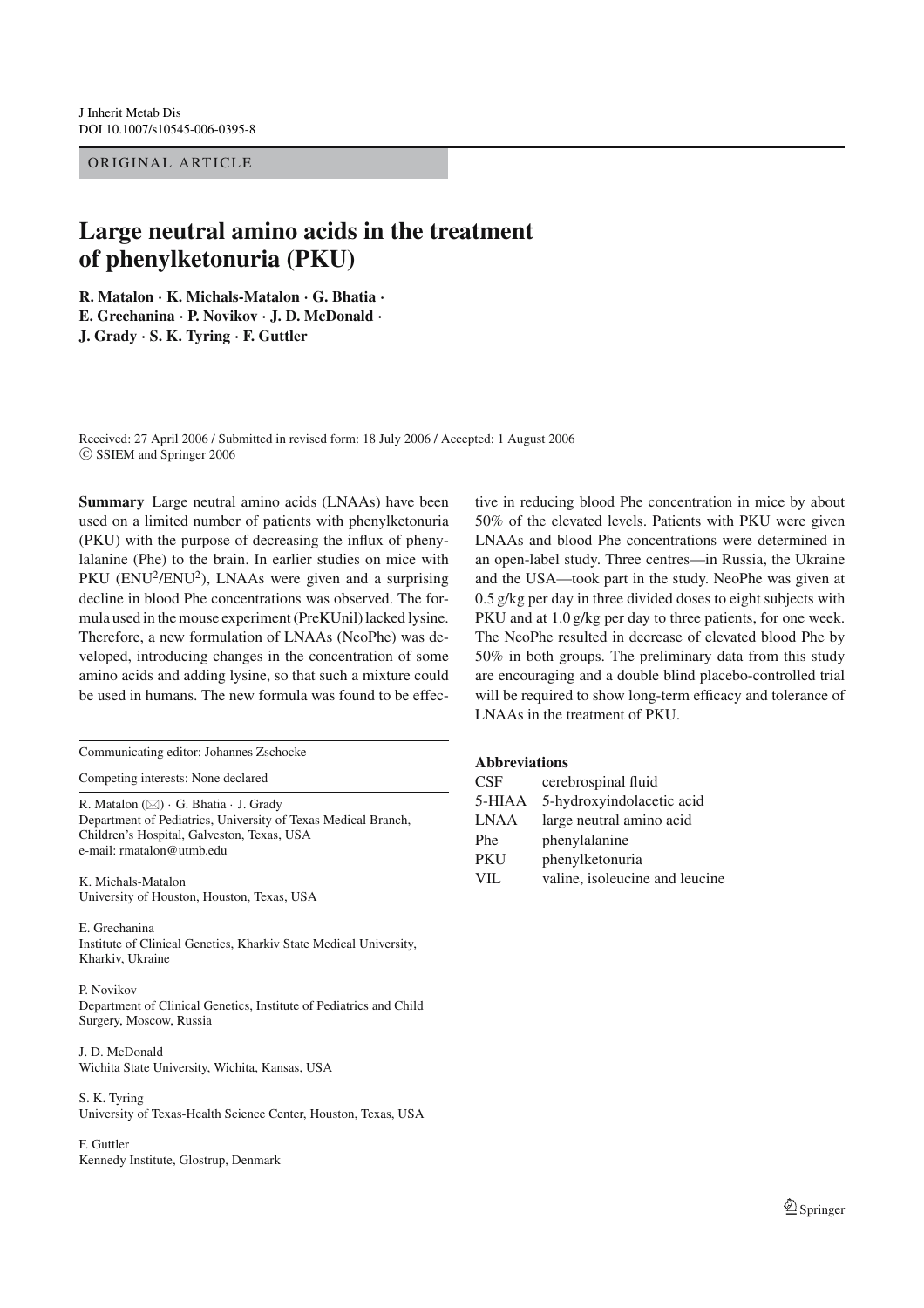ORIGINAL ARTICLE

# Large neutral amino acids in the treatment of phenylketonuria (PKU)

**R. Matalon · K. Michals-Matalon · G. Bhatia · E. Grechanina · P. Novikov · J. D. McDonald · J. Grady · S. K. Tyring · F. Guttler**

Received: 27 April 2006 / Submitted in revised form: 18 July 2006 / Accepted: 1 August 2006
© SSIEM and Springer 2006

**Summary** Large neutral amino acids (LNAAs) have been used on a limited number of patients with phenylketonuria (PKU) with the purpose of decreasing the influx of phenylalanine (Phe) to the brain. In earlier studies on mice with PKU ($ENU^2/ENU^2$), LNAAs were given and a surprising decline in blood Phe concentrations was observed. The formula used in the mouse experiment (PreKUnil) lacked lysine. Therefore, a new formulation of LNAAs (NeoPhe) was developed, introducing changes in the concentration of some amino acids and adding lysine, so that such a mixture could be used in humans. The new formula was found to be effective in reducing blood Phe concentration in mice by about 50% of the elevated levels. Patients with PKU were given LNAAs and blood Phe concentrations were determined in an open-label study. Three centres—in Russia, the Ukraine and the USA—took part in the study. NeoPhe was given at 0.5 g/kg per day in three divided doses to eight subjects with PKU and at 1.0 g/kg per day to three patients, for one week. The NeoPhe resulted in decrease of elevated blood Phe by 50% in both groups. The preliminary data from this study are encouraging and a double blind placebo-controlled trial will be required to show long-term efficacy and tolerance of LNAAs in the treatment of PKU.

Communicating editor: Johannes Zschocke

Competing interests: None declared

R. Matalon (✉) · G. Bhatia · J. Grady
Department of Pediatrics, University of Texas Medical Branch, Children's Hospital, Galveston, Texas, USA
e-mail: rmatalon@utmb.edu

K. Michals-Matalon
University of Houston, Houston, Texas, USA

E. Grechanina
Institute of Clinical Genetics, Kharkiv State Medical University, Kharkiv, Ukraine

P. Novikov
Department of Clinical Genetics, Institute of Pediatrics and Child Surgery, Moscow, Russia

J. D. McDonald
Wichita State University, Wichita, Kansas, USA

S. K. Tyring
University of Texas-Health Science Center, Houston, Texas, USA

F. Guttler
Kennedy Institute, Glostrup, Denmark

**Abbreviations**

| | |
|---|---|
| CSF | cerebrospinal fluid |
| 5-HIAA | 5-hydroxyindolacetic acid |
| LNAA | large neutral amino acid |
| Phe | phenylalanine |
| PKU | phenylketonuria |
| VIL | valine, isoleucine and leucine |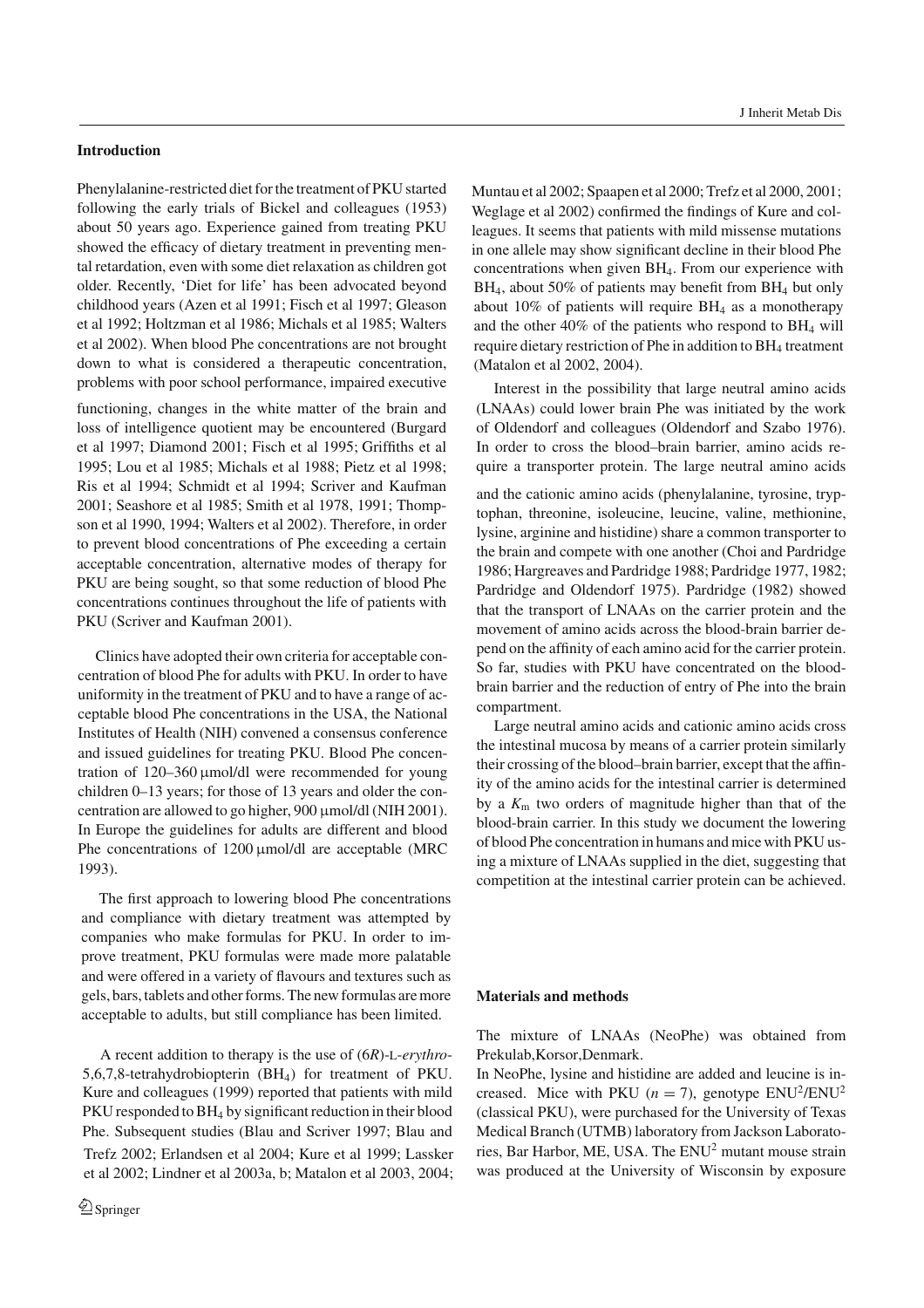## Introduction

Phenylalanine-restricted diet for the treatment of PKU started following the early trials of Bickel and colleagues (1953) about 50 years ago. Experience gained from treating PKU showed the efficacy of dietary treatment in preventing mental retardation, even with some diet relaxation as children got older. Recently, 'Diet for life' has been advocated beyond childhood years (Azen et al 1991; Fisch et al 1997; Gleason et al 1992; Holtzman et al 1986; Michals et al 1985; Walters et al 2002). When blood Phe concentrations are not brought down to what is considered a therapeutic concentration, problems with poor school performance, impaired executive functioning, changes in the white matter of the brain and loss of intelligence quotient may be encountered (Burgard et al 1997; Diamond 2001; Fisch et al 1995; Griffiths et al 1995; Lou et al 1985; Michals et al 1988; Pietz et al 1998; Ris et al 1994; Schmidt et al 1994; Scriver and Kaufman 2001; Seashore et al 1985; Smith et al 1978, 1991; Thompson et al 1990, 1994; Walters et al 2002). Therefore, in order to prevent blood concentrations of Phe exceeding a certain acceptable concentration, alternative modes of therapy for PKU are being sought, so that some reduction of blood Phe concentrations continues throughout the life of patients with PKU (Scriver and Kaufman 2001).

Clinics have adopted their own criteria for acceptable concentration of blood Phe for adults with PKU. In order to have uniformity in the treatment of PKU and to have a range of acceptable blood Phe concentrations in the USA, the National Institutes of Health (NIH) convened a consensus conference and issued guidelines for treating PKU. Blood Phe concentration of 120–360 μmol/dl were recommended for young children 0–13 years; for those of 13 years and older the concentration are allowed to go higher, 900 μmol/dl (NIH 2001). In Europe the guidelines for adults are different and blood Phe concentrations of 1200 μmol/dl are acceptable (MRC 1993).

The first approach to lowering blood Phe concentrations and compliance with dietary treatment was attempted by companies who make formulas for PKU. In order to improve treatment, PKU formulas were made more palatable and were offered in a variety of flavours and textures such as gels, bars, tablets and other forms. The new formulas are more acceptable to adults, but still compliance has been limited.

A recent addition to therapy is the use of (6*R*)-L-*erythro*-5,6,7,8-tetrahydrobiopterin ($BH_4$) for treatment of PKU. Kure and colleagues (1999) reported that patients with mild PKU responded to $BH_4$ by significant reduction in their blood Phe. Subsequent studies (Blau and Scriver 1997; Blau and Trefz 2002; Erlandsen et al 2004; Kure et al 1999; Lassker et al 2002; Lindner et al 2003a, b; Matalon et al 2003, 2004; Muntau et al 2002; Spaapen et al 2000; Trefz et al 2000, 2001; Weglage et al 2002) confirmed the findings of Kure and colleagues. It seems that patients with mild missense mutations in one allele may show significant decline in their blood Phe concentrations when given $BH_4$. From our experience with $BH_4$, about 50% of patients may benefit from $BH_4$ but only about 10% of patients will require $BH_4$ as a monotherapy and the other 40% of the patients who respond to $BH_4$ will require dietary restriction of Phe in addition to $BH_4$ treatment (Matalon et al 2002, 2004).

Interest in the possibility that large neutral amino acids (LNAAs) could lower brain Phe was initiated by the work of Oldendorf and colleagues (Oldendorf and Szabo 1976). In order to cross the blood–brain barrier, amino acids require a transporter protein. The large neutral amino acids and the cationic amino acids (phenylalanine, tyrosine, tryptophan, threonine, isoleucine, leucine, valine, methionine, lysine, arginine and histidine) share a common transporter to the brain and compete with one another (Choi and Pardridge 1986; Hargreaves and Pardridge 1988; Pardridge 1977, 1982; Pardridge and Oldendorf 1975). Pardridge (1982) showed that the transport of LNAAs on the carrier protein and the movement of amino acids across the blood-brain barrier depend on the affinity of each amino acid for the carrier protein. So far, studies with PKU have concentrated on the blood-brain barrier and the reduction of entry of Phe into the brain compartment.

Large neutral amino acids and cationic amino acids cross the intestinal mucosa by means of a carrier protein similarly their crossing of the blood–brain barrier, except that the affinity of the amino acids for the intestinal carrier is determined by a $K_m$ two orders of magnitude higher than that of the blood-brain carrier. In this study we document the lowering of blood Phe concentration in humans and mice with PKU using a mixture of LNAAs supplied in the diet, suggesting that competition at the intestinal carrier protein can be achieved.

## Materials and methods

The mixture of LNAAs (NeoPhe) was obtained from Prekulab,Korsor,Denmark.

In NeoPhe, lysine and histidine are added and leucine is increased. Mice with PKU ($n = 7$), genotype $ENU^2/ENU^2$ (classical PKU), were purchased for the University of Texas Medical Branch (UTMB) laboratory from Jackson Laboratories, Bar Harbor, ME, USA. The $ENU^2$ mutant mouse strain was produced at the University of Wisconsin by exposure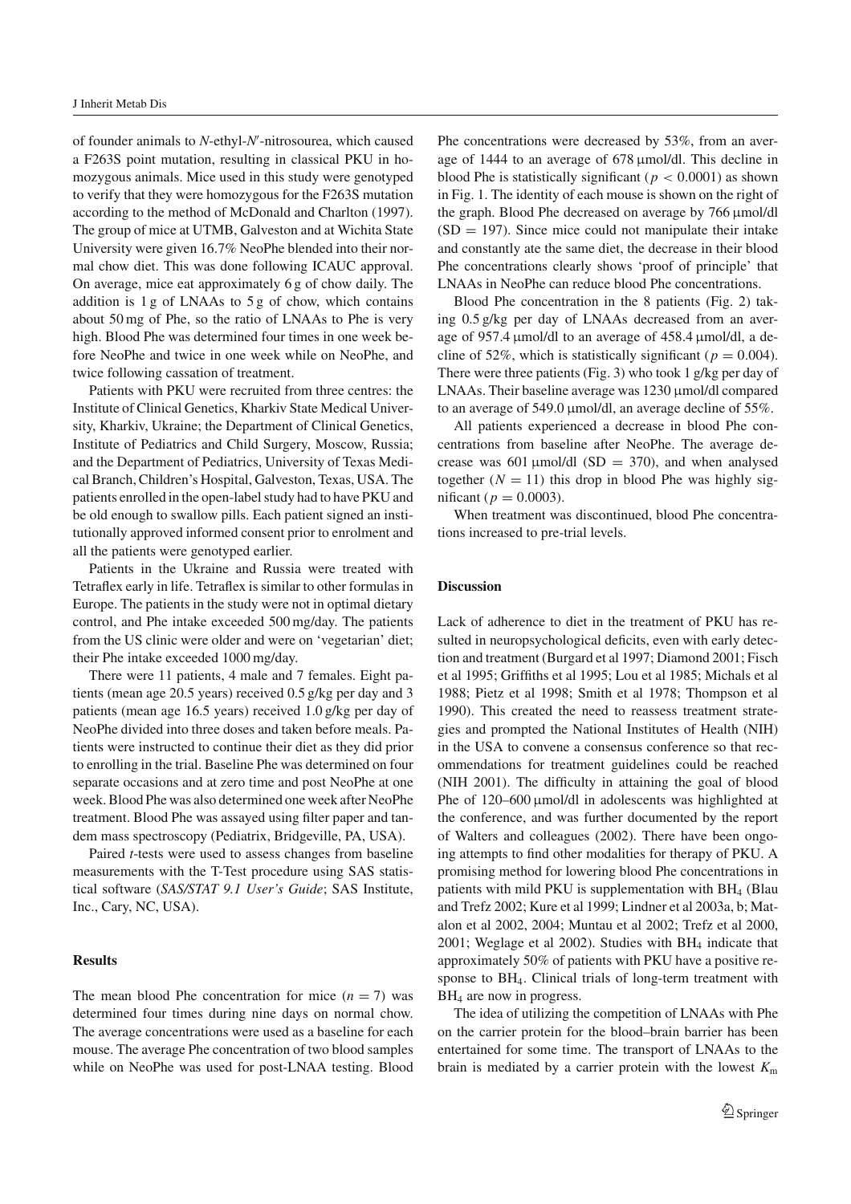of founder animals to *N*-ethyl-*N*′-nitrosourea, which caused a F263S point mutation, resulting in classical PKU in homozygous animals. Mice used in this study were genotyped to verify that they were homozygous for the F263S mutation according to the method of McDonald and Charlton (1997). The group of mice at UTMB, Galveston and at Wichita State University were given 16.7% NeoPhe blended into their normal chow diet. This was done following ICAUC approval. On average, mice eat approximately 6 g of chow daily. The addition is 1 g of LNAAs to 5 g of chow, which contains about 50 mg of Phe, so the ratio of LNAAs to Phe is very high. Blood Phe was determined four times in one week before NeoPhe and twice in one week while on NeoPhe, and twice following cassation of treatment.

Patients with PKU were recruited from three centres: the Institute of Clinical Genetics, Kharkiv State Medical University, Kharkiv, Ukraine; the Department of Clinical Genetics, Institute of Pediatrics and Child Surgery, Moscow, Russia; and the Department of Pediatrics, University of Texas Medical Branch, Children's Hospital, Galveston, Texas, USA. The patients enrolled in the open-label study had to have PKU and be old enough to swallow pills. Each patient signed an institutionally approved informed consent prior to enrolment and all the patients were genotyped earlier.

Patients in the Ukraine and Russia were treated with Tetraflex early in life. Tetraflex is similar to other formulas in Europe. The patients in the study were not in optimal dietary control, and Phe intake exceeded 500 mg/day. The patients from the US clinic were older and were on 'vegetarian' diet; their Phe intake exceeded 1000 mg/day.

There were 11 patients, 4 male and 7 females. Eight patients (mean age 20.5 years) received 0.5 g/kg per day and 3 patients (mean age 16.5 years) received 1.0 g/kg per day of NeoPhe divided into three doses and taken before meals. Patients were instructed to continue their diet as they did prior to enrolling in the trial. Baseline Phe was determined on four separate occasions and at zero time and post NeoPhe at one week. Blood Phe was also determined one week after NeoPhe treatment. Blood Phe was assayed using filter paper and tandem mass spectroscopy (Pediatrix, Bridgeville, PA, USA).

Paired *t*-tests were used to assess changes from baseline measurements with the T-Test procedure using SAS statistical software (*SAS/STAT 9.1 User's Guide*; SAS Institute, Inc., Cary, NC, USA).

## Results

The mean blood Phe concentration for mice ($n = 7$) was determined four times during nine days on normal chow. The average concentrations were used as a baseline for each mouse. The average Phe concentration of two blood samples while on NeoPhe was used for post-LNAA testing. Blood Phe concentrations were decreased by 53%, from an average of 1444 to an average of 678 μmol/dl. This decline in blood Phe is statistically significant ($p < 0.0001$) as shown in Fig. 1. The identity of each mouse is shown on the right of the graph. Blood Phe decreased on average by 766 μmol/dl (SD = 197). Since mice could not manipulate their intake and constantly ate the same diet, the decrease in their blood Phe concentrations clearly shows 'proof of principle' that LNAAs in NeoPhe can reduce blood Phe concentrations.

Blood Phe concentration in the 8 patients (Fig. 2) taking 0.5 g/kg per day of LNAAs decreased from an average of 957.4 μmol/dl to an average of 458.4 μmol/dl, a decline of 52%, which is statistically significant ($p = 0.004$). There were three patients (Fig. 3) who took 1 g/kg per day of LNAAs. Their baseline average was 1230 μmol/dl compared to an average of 549.0 μmol/dl, an average decline of 55%.

All patients experienced a decrease in blood Phe concentrations from baseline after NeoPhe. The average decrease was 601 μmol/dl (SD = 370), and when analysed together ($N = 11$) this drop in blood Phe was highly significant ($p = 0.0003$).

When treatment was discontinued, blood Phe concentrations increased to pre-trial levels.

## Discussion

Lack of adherence to diet in the treatment of PKU has resulted in neuropsychological deficits, even with early detection and treatment (Burgard et al 1997; Diamond 2001; Fisch et al 1995; Griffiths et al 1995; Lou et al 1985; Michals et al 1988; Pietz et al 1998; Smith et al 1978; Thompson et al 1990). This created the need to reassess treatment strategies and prompted the National Institutes of Health (NIH) in the USA to convene a consensus conference so that recommendations for treatment guidelines could be reached (NIH 2001). The difficulty in attaining the goal of blood Phe of 120–600 μmol/dl in adolescents was highlighted at the conference, and was further documented by the report of Walters and colleagues (2002). There have been ongoing attempts to find other modalities for therapy of PKU. A promising method for lowering blood Phe concentrations in patients with mild PKU is supplementation with $BH_4$ (Blau and Trefz 2002; Kure et al 1999; Lindner et al 2003a, b; Matalon et al 2002, 2004; Muntau et al 2002; Trefz et al 2000, 2001; Weglage et al 2002). Studies with $BH_4$ indicate that approximately 50% of patients with PKU have a positive response to $BH_4$. Clinical trials of long-term treatment with $BH_4$ are now in progress.

The idea of utilizing the competition of LNAAs with Phe on the carrier protein for the blood–brain barrier has been entertained for some time. The transport of LNAAs to the brain is mediated by a carrier protein with the lowest $K_m$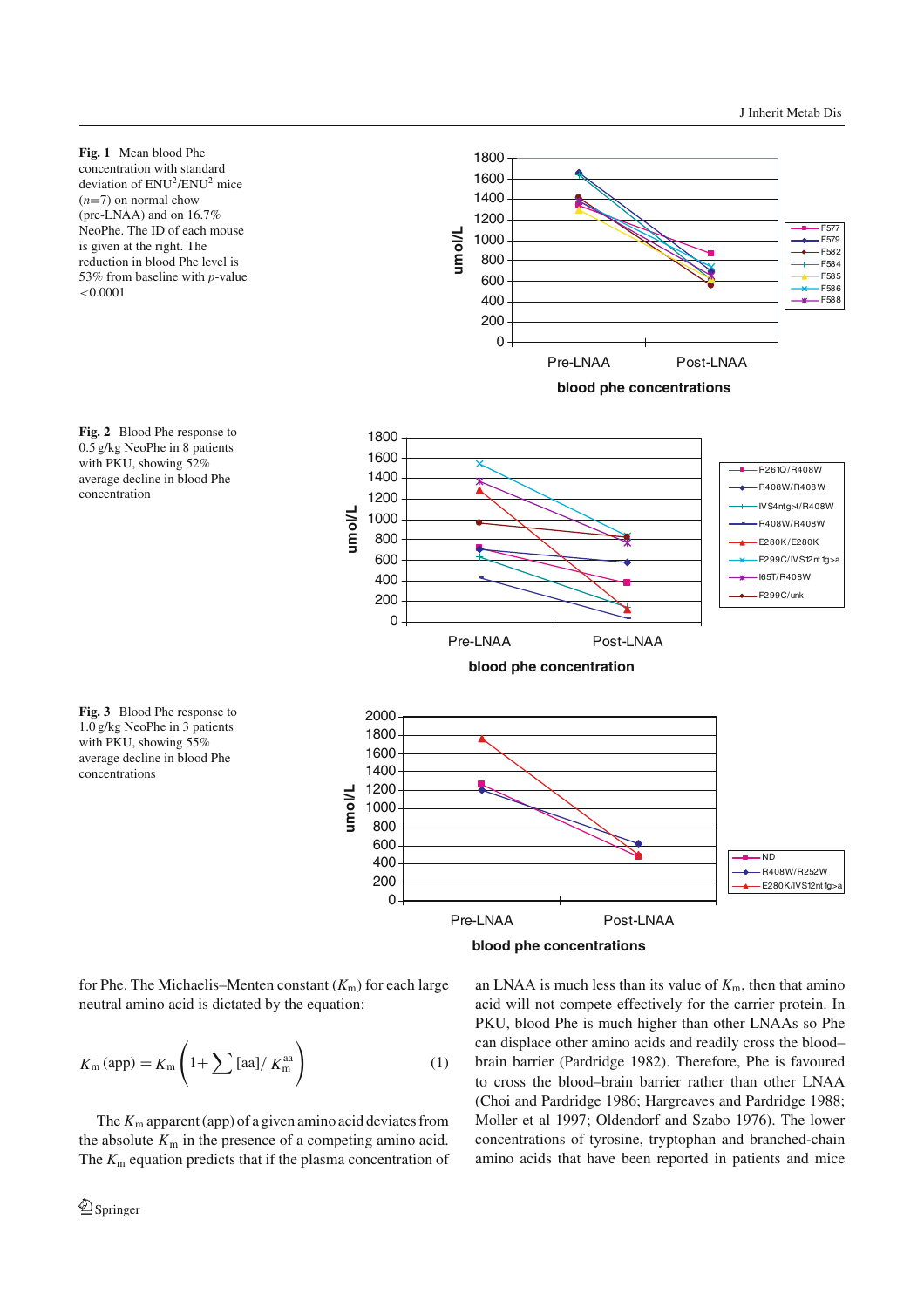**Fig. 1** Mean blood Phe concentration with standard deviation of ENU$^2$/ENU$^2$ mice ($n$=7) on normal chow (pre-LNAA) and on 16.7% NeoPhe. The ID of each mouse is given at the right. The reduction in blood Phe level is 53% from baseline with $p$-value $<0.0001$

umol/L
1800
1600
1400
1200
1000
800
600
400
200
0
Pre-LNAA
Post-LNAA
blood phe concentrations
F577
F579
F582
F584
F585
F586
F588

**Fig. 2** Blood Phe response to 0.5 g/kg NeoPhe in 8 patients with PKU, showing 52% average decline in blood Phe concentration

umol/L
1800
1600
1400
1200
1000
800
600
400
200
0
Pre-LNAA
Post-LNAA
blood phe concentration
R261Q/R408W
R408W/R408W
IVS4ntg>t/R408W
R408W/R408W
E280K/E280K
F299C/IVS12nt1g>a
I65T/R408W
F299C/unk

**Fig. 3** Blood Phe response to 1.0 g/kg NeoPhe in 3 patients with PKU, showing 55% average decline in blood Phe concentrations

umol/L
2000
1800
1600
1400
1200
1000
800
600
400
200
0
Pre-LNAA
Post-LNAA
blood phe concentrations
ND
R408W/R252W
E280K/IVS12nt1g>a

for Phe. The Michaelis–Menten constant ($K_m$) for each large neutral amino acid is dictated by the equation:

$$K_m\,(\mathrm{app}) = K_m\left(1 + \sum [\mathrm{aa}]/\,K_m^{\mathrm{aa}}\right) \qquad (1)$$

The $K_m$ apparent (app) of a given amino acid deviates from the absolute $K_m$ in the presence of a competing amino acid. The $K_m$ equation predicts that if the plasma concentration of an LNAA is much less than its value of $K_m$, then that amino acid will not compete effectively for the carrier protein. In PKU, blood Phe is much higher than other LNAAs so Phe can displace other amino acids and readily cross the blood–brain barrier (Pardridge 1982). Therefore, Phe is favoured to cross the blood–brain barrier rather than other LNAA (Choi and Pardridge 1986; Hargreaves and Pardridge 1988; Moller et al 1997; Oldendorf and Szabo 1976). The lower concentrations of tyrosine, tryptophan and branched-chain amino acids that have been reported in patients and mice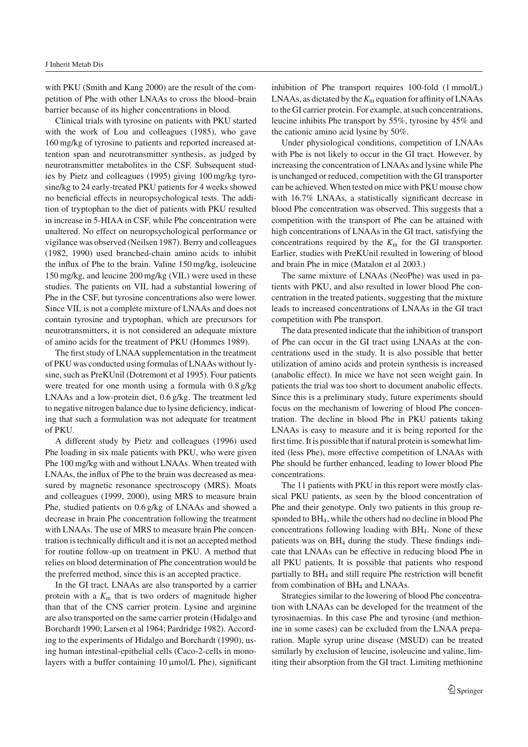with PKU (Smith and Kang 2000) are the result of the competition of Phe with other LNAAs to cross the blood–brain barrier because of its higher concentrations in blood.

Clinical trials with tyrosine on patients with PKU started with the work of Lou and colleagues (1985), who gave 160 mg/kg of tyrosine to patients and reported increased attention span and neurotransmitter synthesis, as judged by neurotransmitter metabolites in the CSF. Subsequent studies by Pietz and colleagues (1995) giving 100 mg/kg tyrosine/kg to 24 early-treated PKU patients for 4 weeks showed no beneficial effects in neuropsychological tests. The addition of tryptophan to the diet of patients with PKU resulted in increase in 5-HIAA in CSF, while Phe concentration were unaltered. No effect on neuropsychological performance or vigilance was observed (Neilsen 1987). Berry and colleagues (1982, 1990) used branched-chain amino acids to inhibit the influx of Phe to the brain. Valine 150 mg/kg, isoleucine 150 mg/kg, and leucine 200 mg/kg (VIL) were used in these studies. The patients on VIL had a substantial lowering of Phe in the CSF, but tyrosine concentrations also were lower. Since VIL is not a complete mixture of LNAAs and does not contain tyrosine and tryptophan, which are precursors for neurotransmitters, it is not considered an adequate mixture of amino acids for the treatment of PKU (Hommes 1989).

The first study of LNAA supplementation in the treatment of PKU was conducted using formulas of LNAAs without lysine, such as PreKUnil (Dotremont et al 1995). Four patients were treated for one month using a formula with 0.8 g/kg LNAAs and a low-protein diet, 0.6 g/kg. The treatment led to negative nitrogen balance due to lysine deficiency, indicating that such a formulation was not adequate for treatment of PKU.

A different study by Pietz and colleagues (1996) used Phe loading in six male patients with PKU, who were given Phe 100 mg/kg with and without LNAAs. When treated with LNAAs, the influx of Phe to the brain was decreased as measured by magnetic resonance spectroscopy (MRS). Moats and colleagues (1999, 2000), using MRS to measure brain Phe, studied patients on 0.6 g/kg of LNAAs and showed a decrease in brain Phe concentration following the treatment with LNAAs. The use of MRS to measure brain Phe concentration is technically difficult and it is not an accepted method for routine follow-up on treatment in PKU. A method that relies on blood determination of Phe concentration would be the preferred method, since this is an accepted practice.

In the GI tract, LNAAs are also transported by a carrier protein with a $K_m$ that is two orders of magnitude higher than that of the CNS carrier protein. Lysine and arginine are also transported on the same carrier protein (Hidalgo and Borchardt 1990; Larsen et al 1964; Pardridge 1982). According to the experiments of Hidalgo and Borchardt (1990), using human intestinal-epithelial cells (Caco-2-cells in monolayers with a buffer containing 10 μmol/L Phe), significant inhibition of Phe transport requires 100-fold (1 mmol/L) LNAAs, as dictated by the $K_m$ equation for affinity of LNAAs to the GI carrier protein. For example, at such concentrations, leucine inhibits Phe transport by 55%, tyrosine by 45% and the cationic amino acid lysine by 50%.

Under physiological conditions, competition of LNAAs with Phe is not likely to occur in the GI tract. However, by increasing the concentration of LNAAs and lysine while Phe is unchanged or reduced, competition with the GI transporter can be achieved. When tested on mice with PKU mouse chow with 16.7% LNAAs, a statistically significant decrease in blood Phe concentration was observed. This suggests that a competition with the transport of Phe can be attained with high concentrations of LNAAs in the GI tract, satisfying the concentrations required by the $K_m$ for the GI transporter. Earlier, studies with PreKUnil resulted in lowering of blood and brain Phe in mice (Matalon et al 2003.)

The same mixture of LNAAs (NeoPhe) was used in patients with PKU, and also resulted in lower blood Phe concentration in the treated patients, suggesting that the mixture leads to increased concentrations of LNAAs in the GI tract competition with Phe transport.

The data presented indicate that the inhibition of transport of Phe can occur in the GI tract using LNAAs at the concentrations used in the study. It is also possible that better utilization of amino acids and protein synthesis is increased (anabolic effect). In mice we have not seen weight gain. In patients the trial was too short to document anabolic effects. Since this is a preliminary study, future experiments should focus on the mechanism of lowering of blood Phe concentration. The decline in blood Phe in PKU patients taking LNAAs is easy to measure and it is being reported for the first time. It is possible that if natural protein is somewhat limited (less Phe), more effective competition of LNAAs with Phe should be further enhanced, leading to lower blood Phe concentrations.

The 11 patients with PKU in this report were mostly classical PKU patients, as seen by the blood concentration of Phe and their genotype. Only two patients in this group responded to $BH_4$, while the others had no decline in blood Phe concentrations following loading with $BH_4$. None of these patients was on $BH_4$ during the study. These findings indicate that LNAAs can be effective in reducing blood Phe in all PKU patients. It is possible that patients who respond partially to $BH_4$ and still require Phe restriction will benefit from combination of $BH_4$ and LNAAs.

Strategies similar to the lowering of blood Phe concentration with LNAAs can be developed for the treatment of the tyrosinaemias. In this case Phe and tyrosine (and methionine in some cases) can be excluded from the LNAA preparation. Maple syrup urine disease (MSUD) can be treated similarly by exclusion of leucine, isoleucine and valine, limiting their absorption from the GI tract. Limiting methionine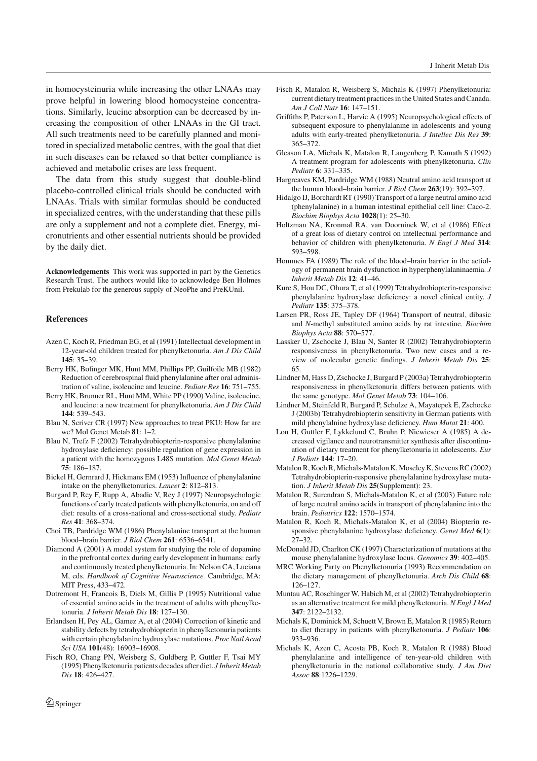in homocysteinuria while increasing the other LNAAs may prove helpful in lowering blood homocysteine concentrations. Similarly, leucine absorption can be decreased by increasing the composition of other LNAAs in the GI tract. All such treatments need to be carefully planned and monitored in specialized metabolic centres, with the goal that diet in such diseases can be relaxed so that better compliance is achieved and metabolic crises are less frequent.

The data from this study suggest that double-blind placebo-controlled clinical trials should be conducted with LNAAs. Trials with similar formulas should be conducted in specialized centres, with the understanding that these pills are only a supplement and not a complete diet. Energy, micronutrients and other essential nutrients should be provided by the daily diet.

**Acknowledgements** This work was supported in part by the Genetics Research Trust. The authors would like to acknowledge Ben Holmes from Prekulab for the generous supply of NeoPhe and PreKUnil.

## References

Azen C, Koch R, Friedman EG, et al (1991) Intellectual development in 12-year-old children treated for phenylketonuria. *Am J Dis Child* **145**: 35–39.

Berry HK, Bofinger MK, Hunt MM, Phillips PP, Guilfoile MB (1982) Reduction of cerebrospinal fluid phenylalanine after oral administration of valine, isoleucine and leucine. *Pediatr Res* **16**: 751–755.

Berry HK, Brunner RL, Hunt MM, White PP (1990) Valine, isoleucine, and leucine: a new treatment for phenylketonuria. *Am J Dis Child* **144**: 539–543.

Blau N, Scriver CR (1997) New approaches to treat PKU: How far are we? Mol Genet Metab **81**: 1–2.

Blau N, Trefz F (2002) Tetrahydrobiopterin-responsive phenylalanine hydroxylase deficiency: possible regulation of gene expression in a patient with the homozygous L48S mutation. *Mol Genet Metab* **75**: 186–187.

Bickel H, Gernrard J, Hickmans EM (1953) Influence of phenylalanine intake on the phenylketonurics. *Lancet* **2**: 812–813.

Burgard P, Rey F, Rupp A, Abadie V, Rey J (1997) Neuropsychologic functions of early treated patients with phenylketonuria, on and off diet: results of a cross-national and cross-sectional study. *Pediatr Res* **41**: 368–374.

Choi TB, Pardridge WM (1986) Phenylalanine transport at the human blood–brain barrier. *J Biol Chem* **261**: 6536–6541.

Diamond A (2001) A model system for studying the role of dopamine in the prefrontal cortex during early development in humans: early and continuously treated phenylketonuria. In: Nelson CA, Luciana M, eds. *Handbook of Cognitive Neuroscience.* Cambridge, MA: MIT Press, 433–472.

Dotremont H, Francois B, Diels M, Gillis P (1995) Nutritional value of essential amino acids in the treatment of adults with phenylketonuria. *J Inherit Metab Dis* **18**: 127–130.

Erlandsen H, Pey AL, Gamez A, et al (2004) Correction of kinetic and stability defects by tetrahydrobiopterin in phenylketonuria patients with certain phenylalanine hydroxylase mutations. *Proc Natl Acad Sci USA* **101**(48): 16903–16908.

Fisch RO, Chang PN, Weisberg S, Guldberg P, Guttler F, Tsai MY (1995) Phenylketonuria patients decades after diet. *J Inherit Metab Dis* **18**: 426–427.

Fisch R, Matalon R, Weisberg S, Michals K (1997) Phenylketonuria: current dietary treatment practices in the United States and Canada. *Am J Coll Nutr* **16**: 147–151.

Griffiths P, Paterson L, Harvie A (1995) Neuropsychological effects of subsequent exposure to phenylalanine in adolescents and young adults with early-treated phenylketonuria. *J Intellec Dis Res* **39**: 365–372.

Gleason LA, Michals K, Matalon R, Langenberg P, Kamath S (1992) A treatment program for adolescents with phenylketonuria. *Clin Pediatr* **6**: 331–335.

Hargreaves KM, Pardridge WM (1988) Neutral amino acid transport at the human blood–brain barrier. *J Biol Chem* **263**(19): 392–397.

Hidalgo IJ, Borchardt RT (1990) Transport of a large neutral amino acid (phenylalanine) in a human intestinal epithelial cell line: Caco-2. *Biochim Biophys Acta* **1028**(1): 25–30.

Holtzman NA, Kronmal RA, van Doorninck W, et al (1986) Effect of a great loss of dietary control on intellectual performance and behavior of children with phenylketonuria. *N Engl J Med* **314**: 593–598.

Hommes FA (1989) The role of the blood–brain barrier in the aetiology of permanent brain dysfunction in hyperphenylalaninaemia. *J Inherit Metab Dis* **12**: 41–46.

Kure S, Hou DC, Ohura T, et al (1999) Tetrahydrobiopterin-responsive phenylalanine hydroxylase deficiency: a novel clinical entity. *J Pediatr* **135**: 375–378.

Larsen PR, Ross JE, Tapley DF (1964) Transport of neutral, dibasic and *N*-methyl substituted amino acids by rat intestine. *Biochim Biophys Acta* **88**: 570–577.

Lassker U, Zschocke J, Blau N, Santer R (2002) Tetrahydrobiopterin responsiveness in phenylketonuria. Two new cases and a review of molecular genetic findings. *J Inherit Metab Dis* **25**: 65.

Lindner M, Hass D, Zschocke J, Burgard P (2003a) Tetrahydrobiopterin responsiveness in phenylketonuria differs between patients with the same genotype. *Mol Genet Metab* **73**: 104–106.

Lindner M, Steinfeld R, Burgard P, Schulze A, Mayatepek E, Zschocke J (2003b) Tetrahydrobiopterin sensitivity in German patients with mild phenylalnine hydroxylase deficiency. *Hum Mutat* **21**: 400.

Lou H, Guttler F, Lykkelund C, Bruhn P, Niewieser A (1985) A decreased vigilance and neurotransmitter synthesis after discontinuation of dietary treatment for phenylketonuria in adolescents. *Eur J Pediatr* **144**: 17–20.

Matalon R, Koch R, Michals-Matalon K, Moseley K, Stevens RC (2002) Tetrahydrobiopterin-responsive phenylalanine hydroxylase mutation. *J Inherit Metab Dis* **25**(Supplement): 23.

Matalon R, Surendran S, Michals-Matalon K, et al (2003) Future role of large neutral amino acids in transport of phenylalanine into the brain. *Pediatrics* **122**: 1570–1574.

Matalon R, Koch R, Michals-Matalon K, et al (2004) Biopterin responsive phenylalanine hydroxylase deficiency. *Genet Med* **6**(1): 27–32.

McDonald JD, Charlton CK (1997) Characterization of mutations at the mouse phenylalanine hydroxylase locus. *Genomics* **39**: 402–405.

MRC Working Party on Phenylketonuria (1993) Recommendation on the dietary management of phenylketonuria. *Arch Dis Child* **68**: 126–127.

Muntau AC, Roschinger W, Habich M, et al (2002) Tetrahydrobiopterin as an alternative treatment for mild phenylketonuria. *N Engl J Med* **347**: 2122–2132.

Michals K, Dominick M, Schuett V, Brown E, Matalon R (1985) Return to diet therapy in patients with phenylketonuria. *J Pediatr* **106**: 933–936.

Michals K, Azen C, Acosta PB, Koch R, Matalon R (1988) Blood phenylalanine and intelligence of ten-year-old children with phenylketonuria in the national collaborative study. *J Am Diet Assoc* **88**:1226–1229.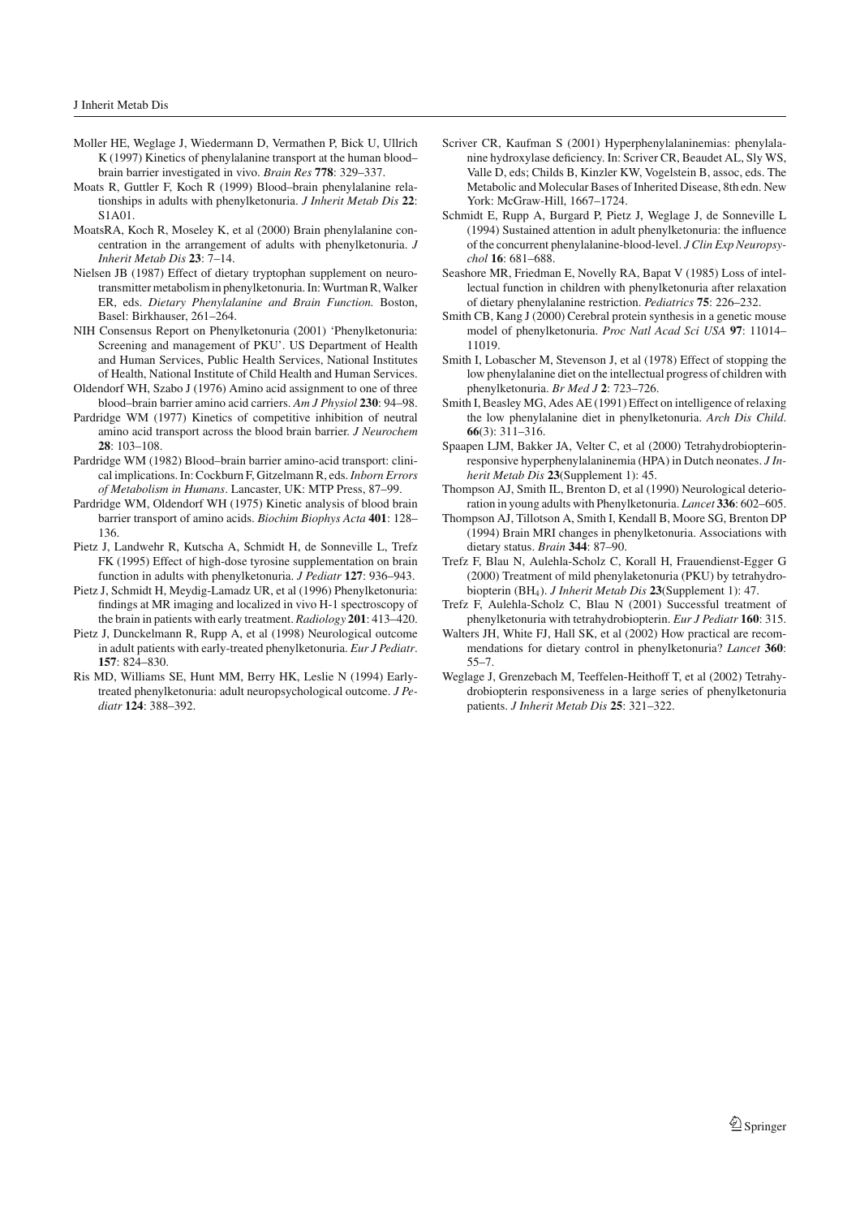Moller HE, Weglage J, Wiedermann D, Vermathen P, Bick U, Ullrich K (1997) Kinetics of phenylalanine transport at the human blood–brain barrier investigated in vivo. *Brain Res* **778**: 329–337.

Moats R, Guttler F, Koch R (1999) Blood–brain phenylalanine relationships in adults with phenylketonuria. *J Inherit Metab Dis* **22**: S1A01.

MoatsRA, Koch R, Moseley K, et al (2000) Brain phenylalanine concentration in the arrangement of adults with phenylketonuria. *J Inherit Metab Dis* **23**: 7–14.

Nielsen JB (1987) Effect of dietary tryptophan supplement on neurotransmitter metabolism in phenylketonuria. In: Wurtman R, Walker ER, eds. *Dietary Phenylalanine and Brain Function.* Boston, Basel: Birkhauser, 261–264.

NIH Consensus Report on Phenylketonuria (2001) 'Phenylketonuria: Screening and management of PKU'. US Department of Health and Human Services, Public Health Services, National Institutes of Health, National Institute of Child Health and Human Services.

Oldendorf WH, Szabo J (1976) Amino acid assignment to one of three blood–brain barrier amino acid carriers. *Am J Physiol* **230**: 94–98.

Pardridge WM (1977) Kinetics of competitive inhibition of neutral amino acid transport across the blood brain barrier. *J Neurochem* **28**: 103–108.

Pardridge WM (1982) Blood–brain barrier amino-acid transport: clinical implications. In: Cockburn F, Gitzelmann R, eds. *Inborn Errors of Metabolism in Humans*. Lancaster, UK: MTP Press, 87–99.

Pardridge WM, Oldendorf WH (1975) Kinetic analysis of blood brain barrier transport of amino acids. *Biochim Biophys Acta* **401**: 128–136.

Pietz J, Landwehr R, Kutscha A, Schmidt H, de Sonneville L, Trefz FK (1995) Effect of high-dose tyrosine supplementation on brain function in adults with phenylketonuria. *J Pediatr* **127**: 936–943.

Pietz J, Schmidt H, Meydig-Lamadz UR, et al (1996) Phenylketonuria: findings at MR imaging and localized in vivo H-1 spectroscopy of the brain in patients with early treatment. *Radiology* **201**: 413–420.

Pietz J, Dunckelmann R, Rupp A, et al (1998) Neurological outcome in adult patients with early-treated phenylketonuria. *Eur J Pediatr*. **157**: 824–830.

Ris MD, Williams SE, Hunt MM, Berry HK, Leslie N (1994) Early-treated phenylketonuria: adult neuropsychological outcome. *J Pediatr* **124**: 388–392.

Scriver CR, Kaufman S (2001) Hyperphenylalaninemias: phenylalanine hydroxylase deficiency. In: Scriver CR, Beaudet AL, Sly WS, Valle D, eds; Childs B, Kinzler KW, Vogelstein B, assoc, eds. The Metabolic and Molecular Bases of Inherited Disease, 8th edn. New York: McGraw-Hill, 1667–1724.

Schmidt E, Rupp A, Burgard P, Pietz J, Weglage J, de Sonneville L (1994) Sustained attention in adult phenylketonuria: the influence of the concurrent phenylalanine-blood-level. *J Clin Exp Neuropsychol* **16**: 681–688.

Seashore MR, Friedman E, Novelly RA, Bapat V (1985) Loss of intellectual function in children with phenylketonuria after relaxation of dietary phenylalanine restriction. *Pediatrics* **75**: 226–232.

Smith CB, Kang J (2000) Cerebral protein synthesis in a genetic mouse model of phenylketonuria. *Proc Natl Acad Sci USA* **97**: 11014–11019.

Smith I, Lobascher M, Stevenson J, et al (1978) Effect of stopping the low phenylalanine diet on the intellectual progress of children with phenylketonuria. *Br Med J* **2**: 723–726.

Smith I, Beasley MG, Ades AE (1991) Effect on intelligence of relaxing the low phenylalanine diet in phenylketonuria. *Arch Dis Child*. **66**(3): 311–316.

Spaapen LJM, Bakker JA, Velter C, et al (2000) Tetrahydrobiopterin-responsive hyperphenylalaninemia (HPA) in Dutch neonates. *J Inherit Metab Dis* **23**(Supplement 1): 45.

Thompson AJ, Smith IL, Brenton D, et al (1990) Neurological deterioration in young adults with Phenylketonuria. *Lancet* **336**: 602–605.

Thompson AJ, Tillotson A, Smith I, Kendall B, Moore SG, Brenton DP (1994) Brain MRI changes in phenylketonuria. Associations with dietary status. *Brain* **344**: 87–90.

Trefz F, Blau N, Aulehla-Scholz C, Korall H, Frauendienst-Egger G (2000) Treatment of mild phenylaketonuria (PKU) by tetrahydrobiopterin ($BH_4$). *J Inherit Metab Dis* **23**(Supplement 1): 47.

Trefz F, Aulehla-Scholz C, Blau N (2001) Successful treatment of phenylketonuria with tetrahydrobiopterin. *Eur J Pediatr* **160**: 315.

Walters JH, White FJ, Hall SK, et al (2002) How practical are recommendations for dietary control in phenylketonuria? *Lancet* **360**: 55–7.

Weglage J, Grenzebach M, Teeffelen-Heithoff T, et al (2002) Tetrahydrobiopterin responsiveness in a large series of phenylketonuria patients. *J Inherit Metab Dis* **25**: 321–322.